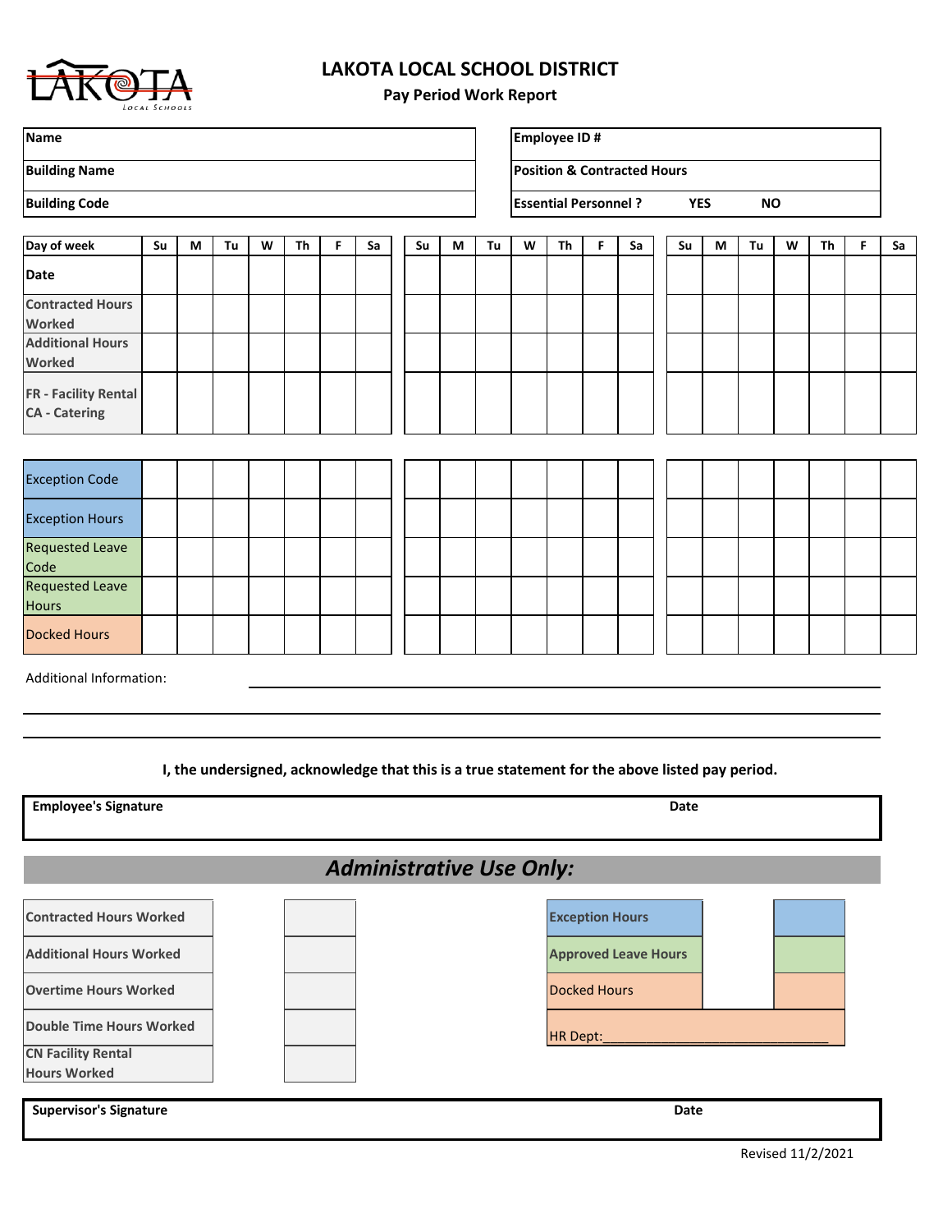# LAKOTA LOCAL SCHOOL DISTRICT

## Pay Period Work Report

| Name | | Employee ID # | |
|---|---|---|---|
| Building Name | | Position & Contracted Hours | |
| Building Code | | Essential Personnel ? | YES NO |

| Day of week | Su | M | Tu | W | Th | F | Sa | Su | M | Tu | W | Th | F | Sa | Su | M | Tu | W | Th | F | Sa |
|---|---|---|---|---|---|---|---|---|---|---|---|---|---|---|---|---|---|---|---|---|---|
| Date | | | | | | | | | | | | | | | | | | | | | |
| Contracted Hours Worked | | | | | | | | | | | | | | | | | | | | | |
| Additional Hours Worked | | | | | | | | | | | | | | | | | | | | | |
| FR - Facility Rental CA - Catering | | | | | | | | | | | | | | | | | | | | | |

| Exception Code | | | | | | | | | | | | | | | | | | | | | |
|---|---|---|---|---|---|---|---|---|---|---|---|---|---|---|---|---|---|---|---|---|---|
| Exception Hours | | | | | | | | | | | | | | | | | | | | | |
| Requested Leave Code | | | | | | | | | | | | | | | | | | | | | |
| Requested Leave Hours | | | | | | | | | | | | | | | | | | | | | |
| Docked Hours | | | | | | | | | | | | | | | | | | | | | |

Additional Information: ______________________________________________

______________________________________________

______________________________________________

**I, the undersigned, acknowledge that this is a true statement for the above listed pay period.**

| Employee's Signature | Date |
|---|---|
| | |

## *Administrative Use Only:*

| Contracted Hours Worked | | Exception Hours | |
|---|---|---|---|
| Additional Hours Worked | | Approved Leave Hours | |
| Overtime Hours Worked | | Docked Hours | |
| Double Time Hours Worked | | HR Dept:______________________________ | |
| CN Facility Rental Hours Worked | | | |

| Supervisor's Signature | Date |
|---|---|
| | |

Revised 11/2/2021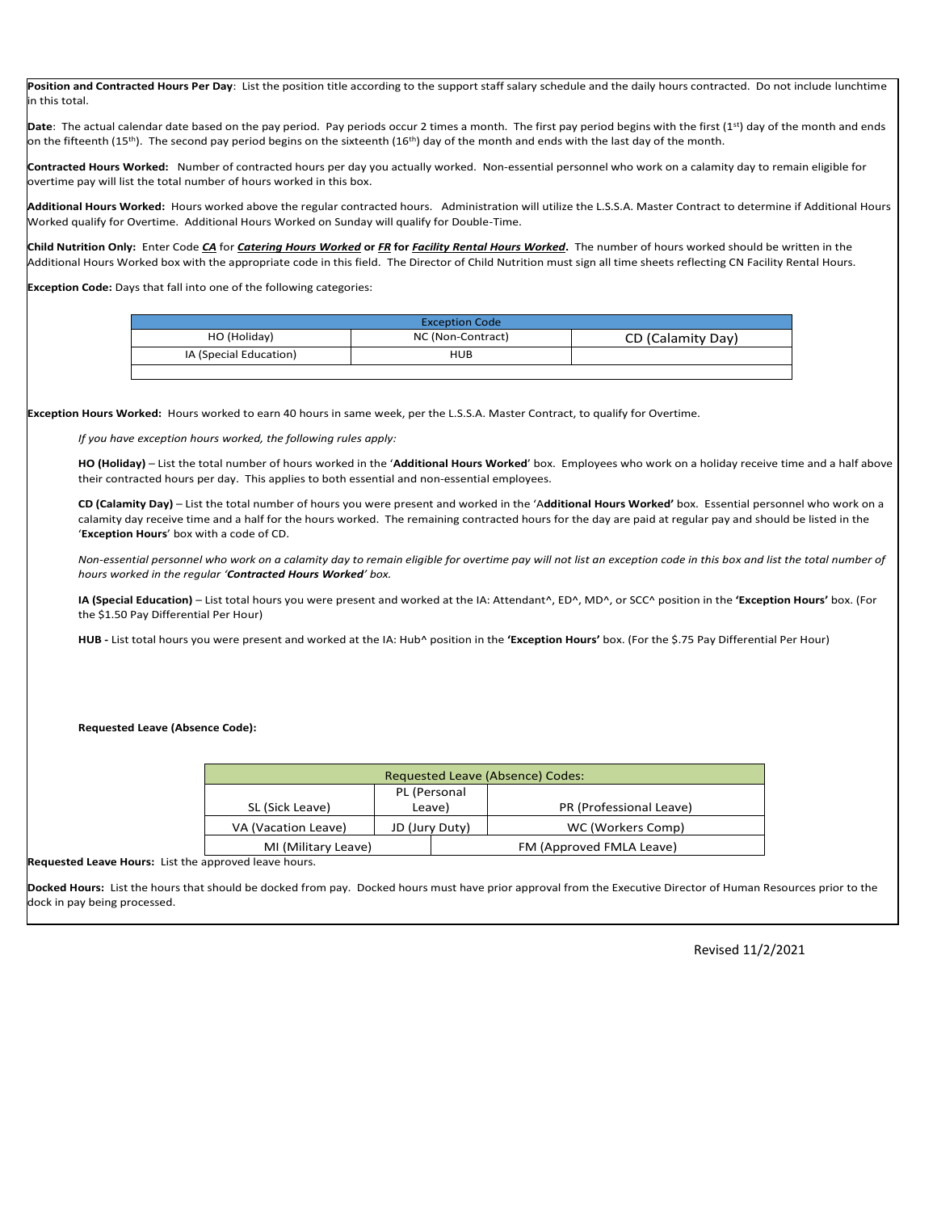**Position and Contracted Hours Per Day**: List the position title according to the support staff salary schedule and the daily hours contracted. Do not include lunchtime in this total.

**Date**: The actual calendar date based on the pay period. Pay periods occur 2 times a month. The first pay period begins with the first (1st) day of the month and ends on the fifteenth (15th). The second pay period begins on the sixteenth (16th) day of the month and ends with the last day of the month.

**Contracted Hours Worked:** Number of contracted hours per day you actually worked. Non-essential personnel who work on a calamity day to remain eligible for overtime pay will list the total number of hours worked in this box.

**Additional Hours Worked:** Hours worked above the regular contracted hours. Administration will utilize the L.S.S.A. Master Contract to determine if Additional Hours Worked qualify for Overtime. Additional Hours Worked on Sunday will qualify for Double-Time.

**Child Nutrition Only:** Enter Code ***CA*** for ***Catering Hours Worked*** **or *FR* for *Facility Rental Hours Worked*.** The number of hours worked should be written in the Additional Hours Worked box with the appropriate code in this field. The Director of Child Nutrition must sign all time sheets reflecting CN Facility Rental Hours.

**Exception Code:** Days that fall into one of the following categories:

| Exception Code | | |
|---|---|---|
| HO (Holiday) | NC (Non-Contract) | CD (Calamity Day) |
| IA (Special Education) | HUB | |
| | | |

**Exception Hours Worked:** Hours worked to earn 40 hours in same week, per the L.S.S.A. Master Contract, to qualify for Overtime.

*If you have exception hours worked, the following rules apply:*

**HO (Holiday)** – List the total number of hours worked in the '**Additional Hours Worked**' box. Employees who work on a holiday receive time and a half above their contracted hours per day. This applies to both essential and non-essential employees.

**CD (Calamity Day)** – List the total number of hours you were present and worked in the '**Additional Hours Worked'** box. Essential personnel who work on a calamity day receive time and a half for the hours worked. The remaining contracted hours for the day are paid at regular pay and should be listed in the '**Exception Hours**' box with a code of CD.

*Non-essential personnel who work on a calamity day to remain eligible for overtime pay will not list an exception code in this box and list the total number of hours worked in the regular '**Contracted Hours Worked**' box.*

**IA (Special Education)** – List total hours you were present and worked at the IA: Attendant^, ED^, MD^, or SCC^ position in the **'Exception Hours'** box. (For the $1.50 Pay Differential Per Hour)

**HUB -** List total hours you were present and worked at the IA: Hub^ position in the **'Exception Hours'** box. (For the $.75 Pay Differential Per Hour)

**Requested Leave (Absence Code):**

| Requested Leave (Absence) Codes: | | |
|---|---|---|
| SL (Sick Leave) | PL (Personal Leave) | PR (Professional Leave) |
| VA (Vacation Leave) | JD (Jury Duty) | WC (Workers Comp) |
| MI (Military Leave) | FM (Approved FMLA Leave) | |

**Requested Leave Hours:** List the approved leave hours.

**Docked Hours:** List the hours that should be docked from pay. Docked hours must have prior approval from the Executive Director of Human Resources prior to the dock in pay being processed.

Revised 11/2/2021